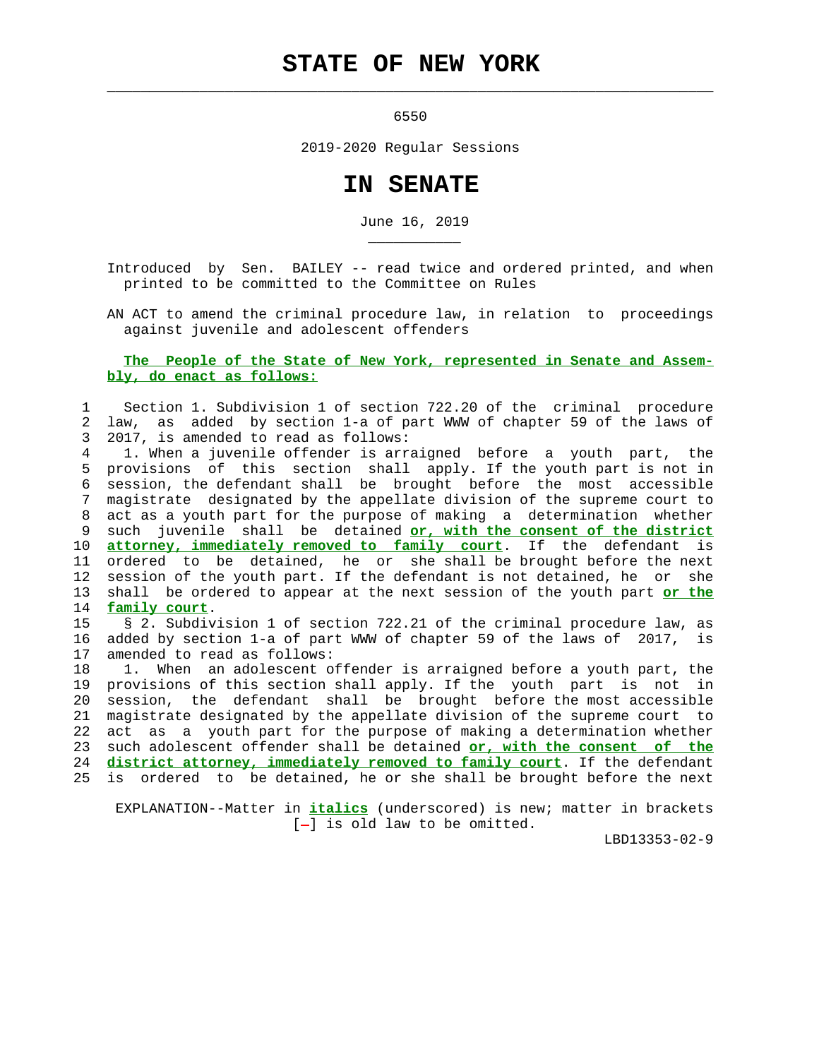# STATE OF NEW YORK

6550

2019-2020 Regular Sessions

# IN SENATE

June 16, 2019

Introduced by Sen. BAILEY -- read twice and ordered printed, and when printed to be committed to the Committee on Rules

AN ACT to amend the criminal procedure law, in relation to proceedings against juvenile and adolescent offenders

**The People of the State of New York, represented in Senate and Assembly, do enact as follows:**

1 Section 1. Subdivision 1 of section 722.20 of the criminal procedure
2 law, as added by section 1-a of part WWW of chapter 59 of the laws of
3 2017, is amended to read as follows:
4 1. When a juvenile offender is arraigned before a youth part, the
5 provisions of this section shall apply. If the youth part is not in
6 session, the defendant shall be brought before the most accessible
7 magistrate designated by the appellate division of the supreme court to
8 act as a youth part for the purpose of making a determination whether
9 such juvenile shall be detained ***or, with the consent of the district***
10 ***attorney, immediately removed to family court***. If the defendant is
11 ordered to be detained, he or she shall be brought before the next
12 session of the youth part. If the defendant is not detained, he or she
13 shall be ordered to appear at the next session of the youth part ***or the***
14 ***family court***.
15 § 2. Subdivision 1 of section 722.21 of the criminal procedure law, as
16 added by section 1-a of part WWW of chapter 59 of the laws of 2017, is
17 amended to read as follows:
18 1. When an adolescent offender is arraigned before a youth part, the
19 provisions of this section shall apply. If the youth part is not in
20 session, the defendant shall be brought before the most accessible
21 magistrate designated by the appellate division of the supreme court to
22 act as a youth part for the purpose of making a determination whether
23 such adolescent offender shall be detained ***or, with the consent of the***
24 ***district attorney, immediately removed to family court***. If the defendant
25 is ordered to be detained, he or she shall be brought before the next

EXPLANATION--Matter in ***italics*** (underscored) is new; matter in brackets [-] is old law to be omitted.

LBD13353-02-9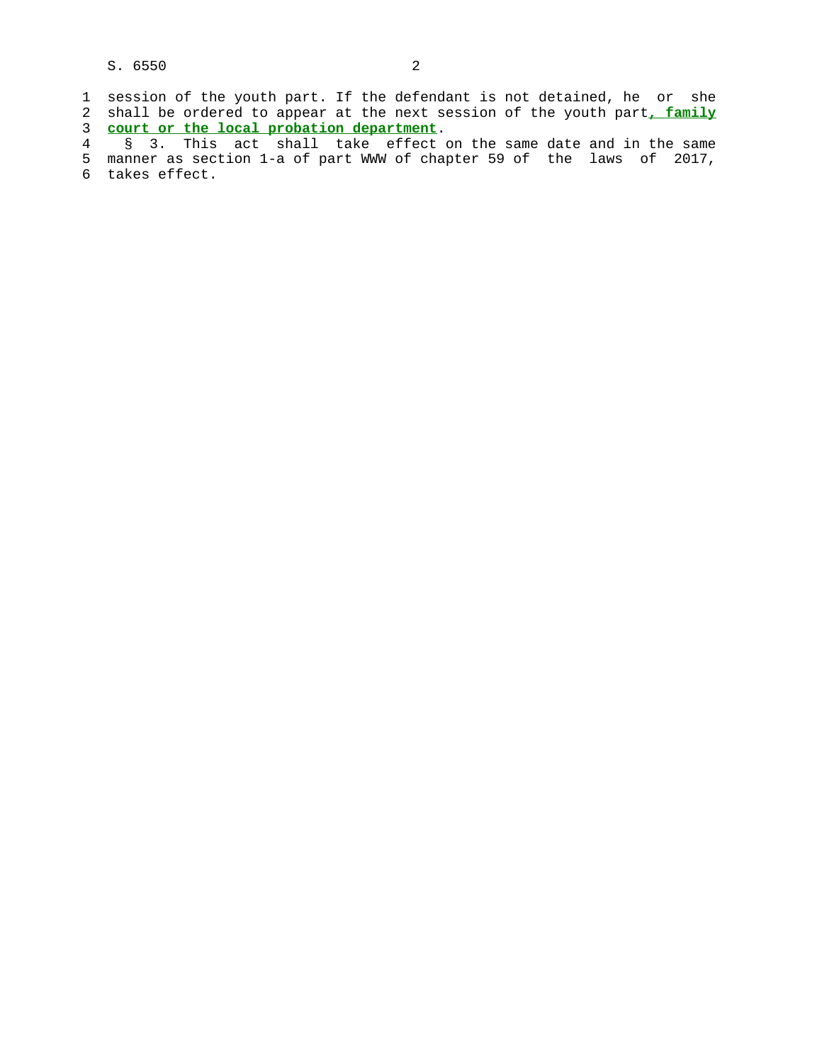session of the youth part. If the defendant is not detained, he or she shall be ordered to appear at the next session of the youth part**, family court or the local probation department**.

§ 3. This act shall take effect on the same date and in the same manner as section 1-a of part WWW of chapter 59 of the laws of 2017, takes effect.